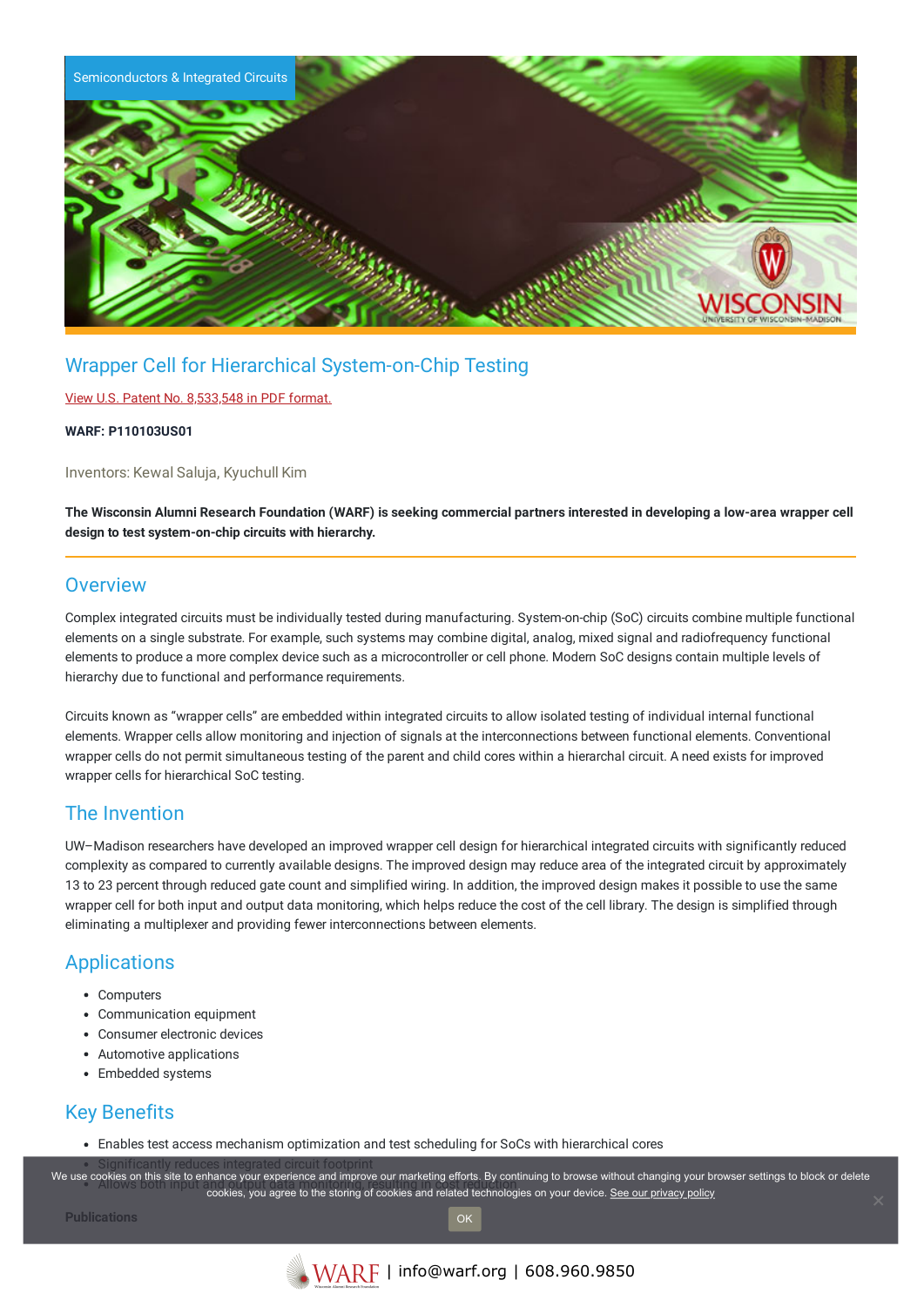Semiconductors & Integrated Circuits

# Wrapper Cell for Hierarchical System-on-Chip Testing

View U.S. Patent No. 8,533,548 in PDF format.

**WARF: P110103US01**

Inventors: Kewal Saluja, Kyuchull Kim

**The Wisconsin Alumni Research Foundation (WARF) is seeking commercial partners interested in developing a low-area wrapper cell design to test system-on-chip circuits with hierarchy.**

## Overview

Complex integrated circuits must be individually tested during manufacturing. System-on-chip (SoC) circuits combine multiple functional elements on a single substrate. For example, such systems may combine digital, analog, mixed signal and radiofrequency functional elements to produce a more complex device such as a microcontroller or cell phone. Modern SoC designs contain multiple levels of hierarchy due to functional and performance requirements.

Circuits known as "wrapper cells" are embedded within integrated circuits to allow isolated testing of individual internal functional elements. Wrapper cells allow monitoring and injection of signals at the interconnections between functional elements. Conventional wrapper cells do not permit simultaneous testing of the parent and child cores within a hierarchal circuit. A need exists for improved wrapper cells for hierarchical SoC testing.

## The Invention

UW–Madison researchers have developed an improved wrapper cell design for hierarchical integrated circuits with significantly reduced complexity as compared to currently available designs. The improved design may reduce area of the integrated circuit by approximately 13 to 23 percent through reduced gate count and simplified wiring. In addition, the improved design makes it possible to use the same wrapper cell for both input and output data monitoring, which helps reduce the cost of the cell library. The design is simplified through eliminating a multiplexer and providing fewer interconnections between elements.

## Applications

- Computers
- Communication equipment
- Consumer electronic devices
- Automotive applications
- Embedded systems

## Key Benefits

- Enables test access mechanism optimization and test scheduling for SoCs with hierarchical cores
- Significantly reduces integrated circuit footprint
- Allows both input and output data monitoring resulting in cost reduction

**Publications**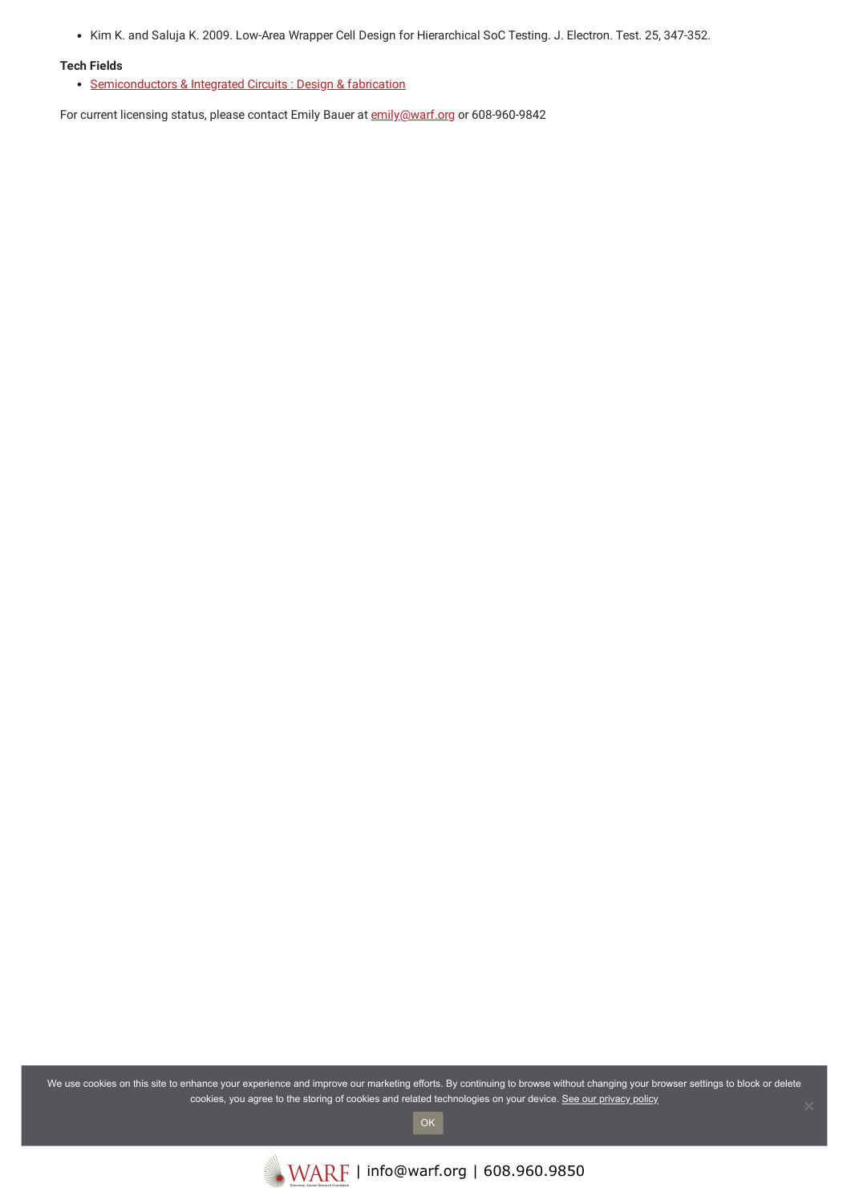- Kim K. and Saluja K. 2009. Low-Area Wrapper Cell Design for Hierarchical SoC Testing. J. Electron. Test. 25, 347-352.

**Tech Fields**

- [Semiconductors & Integrated Circuits : Design & fabrication]()

For current licensing status, please contact Emily Bauer at [emily@warf.org](mailto:emily@warf.org) or 608-960-9842